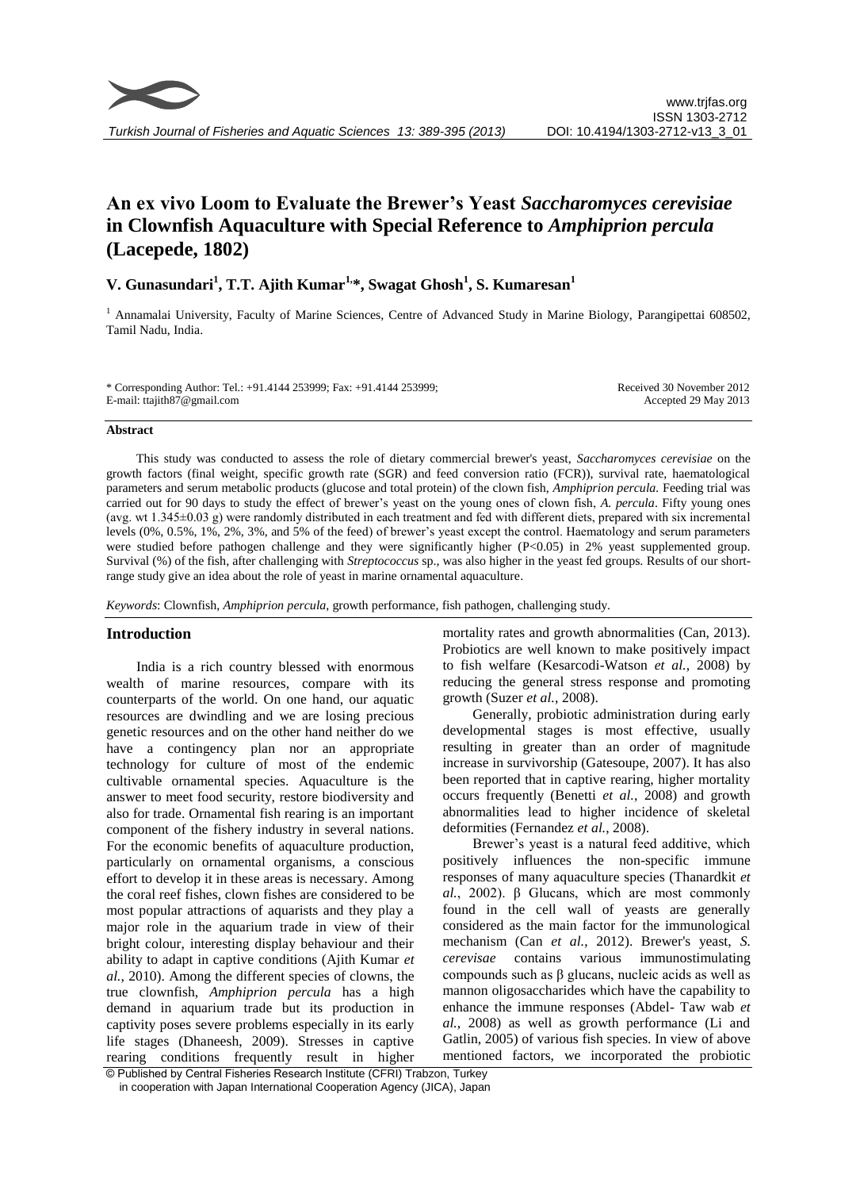# An ex vivo Loom to Evaluate the Brewer's Yeast *Saccharomyces cerevisiae* in Clownfish Aquaculture with Special Reference to *Amphiprion percula* (Lacepede, 1802)

**V. Gunasundari[1], T.T. Ajith Kumar[1,*], Swagat Ghosh[1], S. Kumaresan[1]**

[1] Annamalai University, Faculty of Marine Sciences, Centre of Advanced Study in Marine Biology, Parangipettai 608502, Tamil Nadu, India.

\* Corresponding Author: Tel.: +91.4144 253999; Fax: +91.4144 253999;
E-mail: ttajith87@gmail.com

Received 30 November 2012
Accepted 29 May 2013

## Abstract

This study was conducted to assess the role of dietary commercial brewer's yeast, *Saccharomyces cerevisiae* on the growth factors (final weight, specific growth rate (SGR) and feed conversion ratio (FCR)), survival rate, haematological parameters and serum metabolic products (glucose and total protein) of the clown fish, *Amphiprion percula*. Feeding trial was carried out for 90 days to study the effect of brewer's yeast on the young ones of clown fish, *A. percula*. Fifty young ones (avg. wt 1.345±0.03 g) were randomly distributed in each treatment and fed with different diets, prepared with six incremental levels (0%, 0.5%, 1%, 2%, 3%, and 5% of the feed) of brewer's yeast except the control. Haematology and serum parameters were studied before pathogen challenge and they were significantly higher ($P<0.05$) in 2% yeast supplemented group. Survival (%) of the fish, after challenging with *Streptococcus* sp., was also higher in the yeast fed groups. Results of our short-range study give an idea about the role of yeast in marine ornamental aquaculture.

*Keywords*: Clownfish, *Amphiprion percula*, growth performance, fish pathogen, challenging study.

## Introduction

India is a rich country blessed with enormous wealth of marine resources, compare with its counterparts of the world. On one hand, our aquatic resources are dwindling and we are losing precious genetic resources and on the other hand neither do we have a contingency plan nor an appropriate technology for culture of most of the endemic cultivable ornamental species. Aquaculture is the answer to meet food security, restore biodiversity and also for trade. Ornamental fish rearing is an important component of the fishery industry in several nations. For the economic benefits of aquaculture production, particularly on ornamental organisms, a conscious effort to develop it in these areas is necessary. Among the coral reef fishes, clown fishes are considered to be most popular attractions of aquarists and they play a major role in the aquarium trade in view of their bright colour, interesting display behaviour and their ability to adapt in captive conditions (Ajith Kumar *et al.*, 2010). Among the different species of clowns, the true clownfish, *Amphiprion percula* has a high demand in aquarium trade but its production in captivity poses severe problems especially in its early life stages (Dhaneesh, 2009). Stresses in captive rearing conditions frequently result in higher mortality rates and growth abnormalities (Can, 2013). Probiotics are well known to make positively impact to fish welfare (Kesarcodi-Watson *et al.*, 2008) by reducing the general stress response and promoting growth (Suzer *et al.*, 2008).

Generally, probiotic administration during early developmental stages is most effective, usually resulting in greater than an order of magnitude increase in survivorship (Gatesoupe, 2007). It has also been reported that in captive rearing, higher mortality occurs frequently (Benetti *et al.*, 2008) and growth abnormalities lead to higher incidence of skeletal deformities (Fernandez *et al.*, 2008).

Brewer's yeast is a natural feed additive, which positively influences the non-specific immune responses of many aquaculture species (Thanardkit *et al.*, 2002). β Glucans, which are most commonly found in the cell wall of yeasts are generally considered as the main factor for the immunological mechanism (Can *et al.*, 2012). Brewer's yeast, *S. cerevisae* contains various immunostimulating compounds such as β glucans, nucleic acids as well as mannon oligosaccharides which have the capability to enhance the immune responses (Abdel- Taw wab *et al.*, 2008) as well as growth performance (Li and Gatlin, 2005) of various fish species. In view of above mentioned factors, we incorporated the probiotic

© Published by Central Fisheries Research Institute (CFRI) Trabzon, Turkey in cooperation with Japan International Cooperation Agency (JICA), Japan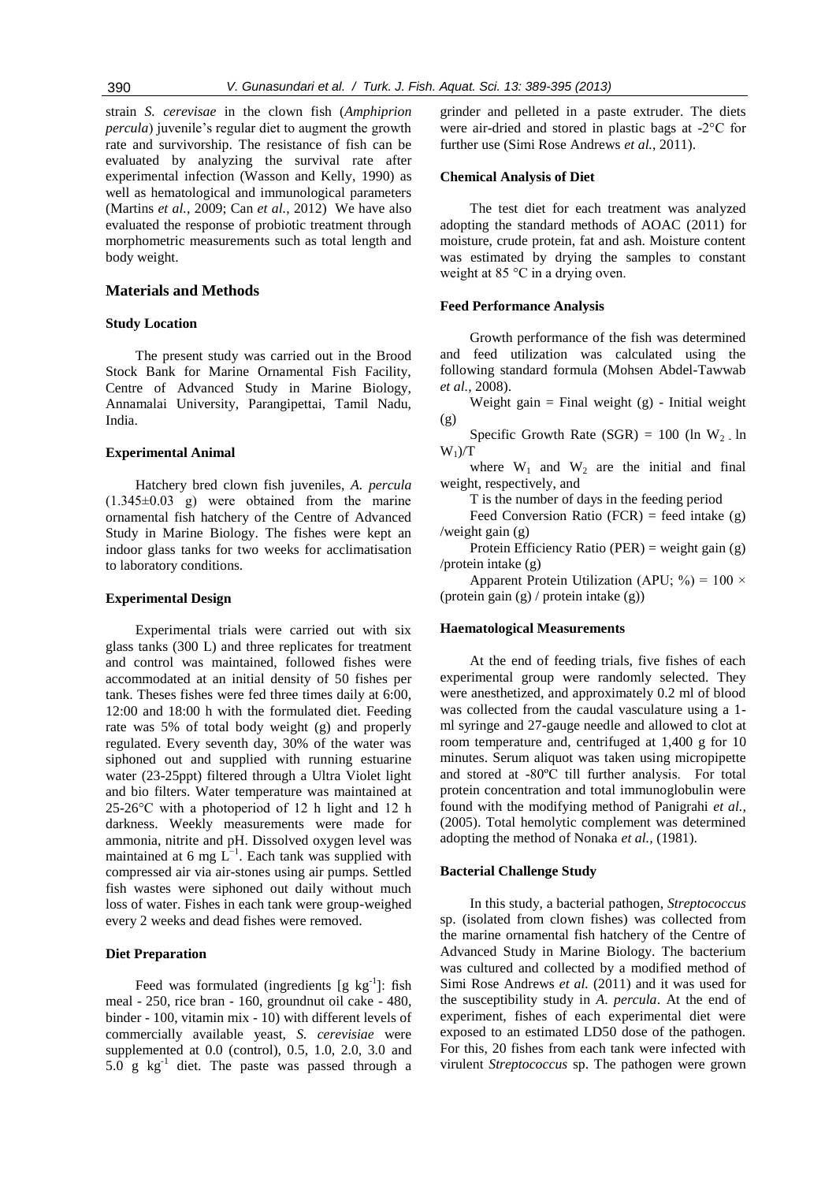strain *S. cerevisae* in the clown fish (*Amphiprion percula*) juvenile's regular diet to augment the growth rate and survivorship. The resistance of fish can be evaluated by analyzing the survival rate after experimental infection (Wasson and Kelly, 1990) as well as hematological and immunological parameters (Martins *et al.*, 2009; Can *et al.*, 2012) We have also evaluated the response of probiotic treatment through morphometric measurements such as total length and body weight.

## Materials and Methods

### Study Location

The present study was carried out in the Brood Stock Bank for Marine Ornamental Fish Facility, Centre of Advanced Study in Marine Biology, Annamalai University, Parangipettai, Tamil Nadu, India.

### Experimental Animal

Hatchery bred clown fish juveniles, *A. percula* (1.345±0.03 g) were obtained from the marine ornamental fish hatchery of the Centre of Advanced Study in Marine Biology. The fishes were kept an indoor glass tanks for two weeks for acclimatisation to laboratory conditions.

### Experimental Design

Experimental trials were carried out with six glass tanks (300 L) and three replicates for treatment and control was maintained, followed fishes were accommodated at an initial density of 50 fishes per tank. Theses fishes were fed three times daily at 6:00, 12:00 and 18:00 h with the formulated diet. Feeding rate was 5% of total body weight (g) and properly regulated. Every seventh day, 30% of the water was siphoned out and supplied with running estuarine water (23-25ppt) filtered through a Ultra Violet light and bio filters. Water temperature was maintained at 25-26°C with a photoperiod of 12 h light and 12 h darkness. Weekly measurements were made for ammonia, nitrite and pH. Dissolved oxygen level was maintained at 6 mg $L^{-1}$. Each tank was supplied with compressed air via air-stones using air pumps. Settled fish wastes were siphoned out daily without much loss of water. Fishes in each tank were group-weighed every 2 weeks and dead fishes were removed.

### Diet Preparation

Feed was formulated (ingredients [g $kg^{-1}$]: fish meal - 250, rice bran - 160, groundnut oil cake - 480, binder - 100, vitamin mix - 10) with different levels of commercially available yeast, *S. cerevisiae* were supplemented at 0.0 (control), 0.5, 1.0, 2.0, 3.0 and 5.0 g $kg^{-1}$ diet. The paste was passed through a grinder and pelleted in a paste extruder. The diets were air-dried and stored in plastic bags at -2°C for further use (Simi Rose Andrews *et al.*, 2011).

### Chemical Analysis of Diet

The test diet for each treatment was analyzed adopting the standard methods of AOAC (2011) for moisture, crude protein, fat and ash. Moisture content was estimated by drying the samples to constant weight at 85 °C in a drying oven.

### Feed Performance Analysis

Growth performance of the fish was determined and feed utilization was calculated using the following standard formula (Mohsen Abdel-Tawwab *et al.*, 2008).

Weight gain = Final weight (g) - Initial weight (g)

Specific Growth Rate (SGR) = 100 ($\ln W_2 - \ln W_1$)/T

where $W_1$ and $W_2$ are the initial and final weight, respectively, and

T is the number of days in the feeding period

Feed Conversion Ratio (FCR) = feed intake (g) /weight gain (g)

Protein Efficiency Ratio (PER) = weight gain (g) /protein intake (g)

Apparent Protein Utilization (APU; %) = 100 × (protein gain (g) / protein intake (g))

### Haematological Measurements

At the end of feeding trials, five fishes of each experimental group were randomly selected. They were anesthetized, and approximately 0.2 ml of blood was collected from the caudal vasculature using a 1-ml syringe and 27-gauge needle and allowed to clot at room temperature and, centrifuged at 1,400 g for 10 minutes. Serum aliquot was taken using micropipette and stored at -80ºC till further analysis. For total protein concentration and total immunoglobulin were found with the modifying method of Panigrahi *et al.,* (2005). Total hemolytic complement was determined adopting the method of Nonaka *et al.,* (1981).

### Bacterial Challenge Study

In this study, a bacterial pathogen, *Streptococcus* sp. (isolated from clown fishes) was collected from the marine ornamental fish hatchery of the Centre of Advanced Study in Marine Biology. The bacterium was cultured and collected by a modified method of Simi Rose Andrews *et al.* (2011) and it was used for the susceptibility study in *A. percula*. At the end of experiment, fishes of each experimental diet were exposed to an estimated LD50 dose of the pathogen. For this, 20 fishes from each tank were infected with virulent *Streptococcus* sp. The pathogen were grown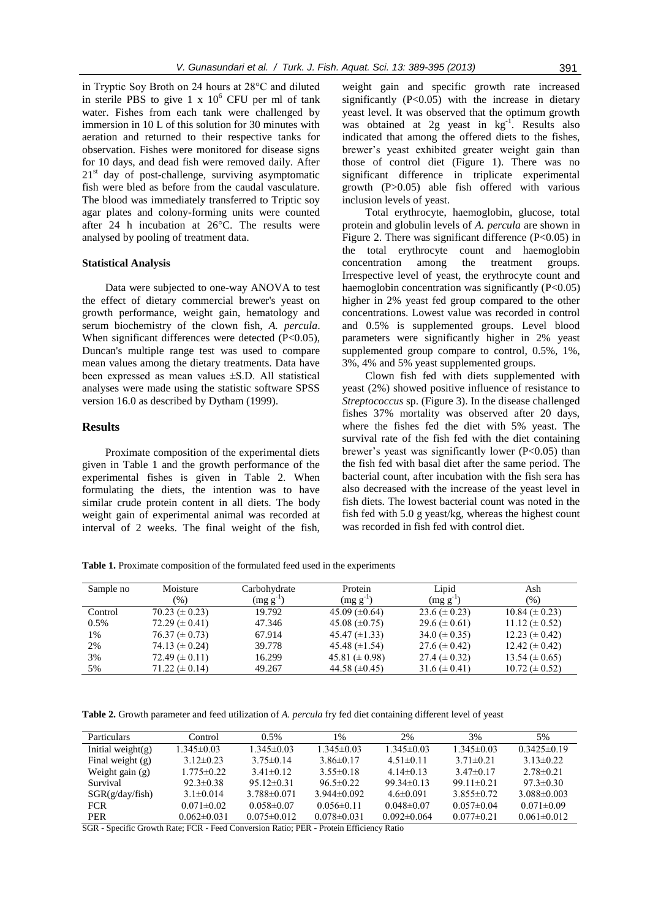in Tryptic Soy Broth on 24 hours at 28°C and diluted in sterile PBS to give 1 x $10^6$ CFU per ml of tank water. Fishes from each tank were challenged by immersion in 10 L of this solution for 30 minutes with aeration and returned to their respective tanks for observation. Fishes were monitored for disease signs for 10 days, and dead fish were removed daily. After $21^{st}$ day of post-challenge, surviving asymptomatic fish were bled as before from the caudal vasculature. The blood was immediately transferred to Triptic soy agar plates and colony-forming units were counted after 24 h incubation at 26°C. The results were analysed by pooling of treatment data.

### Statistical Analysis

Data were subjected to one-way ANOVA to test the effect of dietary commercial brewer's yeast on growth performance, weight gain, hematology and serum biochemistry of the clown fish, *A. percula*. When significant differences were detected ($P<0.05$), Duncan's multiple range test was used to compare mean values among the dietary treatments. Data have been expressed as mean values ±S.D. All statistical analyses were made using the statistic software SPSS version 16.0 as described by Dytham (1999).

## Results

Proximate composition of the experimental diets given in Table 1 and the growth performance of the experimental fishes is given in Table 2. When formulating the diets, the intention was to have similar crude protein content in all diets. The body weight gain of experimental animal was recorded at interval of 2 weeks. The final weight of the fish, weight gain and specific growth rate increased significantly ($P<0.05$) with the increase in dietary yeast level. It was observed that the optimum growth was obtained at 2g yeast in $kg^{-1}$. Results also indicated that among the offered diets to the fishes, brewer's yeast exhibited greater weight gain than those of control diet (Figure 1). There was no significant difference in triplicate experimental growth ($P>0.05$) able fish offered with various inclusion levels of yeast.

Total erythrocyte, haemoglobin, glucose, total protein and globulin levels of *A. percula* are shown in Figure 2. There was significant difference ($P<0.05$) in the total erythrocyte count and haemoglobin concentration among the treatment groups. Irrespective level of yeast, the erythrocyte count and haemoglobin concentration was significantly ($P<0.05$) higher in 2% yeast fed group compared to the other concentrations. Lowest value was recorded in control and 0.5% is supplemented groups. Level blood parameters were significantly higher in 2% yeast supplemented group compare to control, 0.5%, 1%, 3%, 4% and 5% yeast supplemented groups.

Clown fish fed with diets supplemented with yeast (2%) showed positive influence of resistance to *Streptococcus* sp. (Figure 3). In the disease challenged fishes 37% mortality was observed after 20 days, where the fishes fed the diet with 5% yeast. The survival rate of the fish fed with the diet containing brewer's yeast was significantly lower ($P<0.05$) than the fish fed with basal diet after the same period. The bacterial count, after incubation with the fish sera has also decreased with the increase of the yeast level in fish diets. The lowest bacterial count was noted in the fish fed with 5.0 g yeast/kg, whereas the highest count was recorded in fish fed with control diet.

**Table 1.** Proximate composition of the formulated feed used in the experiments

| Sample no | Moisture (%) | Carbohydrate ($mg\ g^{-1}$) | Protein ($mg\ g^{-1}$) | Lipid ($mg\ g^{-1}$) | Ash (%) |
|---|---|---|---|---|---|
| Control | 70.23 (± 0.23) | 19.792 | 45.09 (±0.64) | 23.6 (± 0.23) | 10.84 (± 0.23) |
| 0.5% | 72.29 (± 0.41) | 47.346 | 45.08 (±0.75) | 29.6 (± 0.61) | 11.12 (± 0.52) |
| 1% | 76.37 (± 0.73) | 67.914 | 45.47 (±1.33) | 34.0 (± 0.35) | 12.23 (± 0.42) |
| 2% | 74.13 (± 0.24) | 39.778 | 45.48 (±1.54) | 27.6 (± 0.42) | 12.42 (± 0.42) |
| 3% | 72.49 (± 0.11) | 16.299 | 45.81 (± 0.98) | 27.4 (± 0.32) | 13.54 (± 0.65) |
| 5% | 71.22 (± 0.14) | 49.267 | 44.58 (±0.45) | 31.6 (± 0.41) | 10.72 (± 0.52) |

**Table 2.** Growth parameter and feed utilization of *A. percula* fry fed diet containing different level of yeast

| Particulars | Control | 0.5% | 1% | 2% | 3% | 5% |
|---|---|---|---|---|---|---|
| Initial weight(g) | 1.345±0.03 | 1.345±0.03 | 1.345±0.03 | 1.345±0.03 | 1.345±0.03 | 0.3425±0.19 |
| Final weight (g) | 3.12±0.23 | 3.75±0.14 | 3.86±0.17 | 4.51±0.11 | 3.71±0.21 | 3.13±0.22 |
| Weight gain (g) | 1.775±0.22 | 3.41±0.12 | 3.55±0.18 | 4.14±0.13 | 3.47±0.17 | 2.78±0.21 |
| Survival | 92.3±0.38 | 95.12±0.31 | 96.5±0.22 | 99.34±0.13 | 99.11±0.21 | 97.3±0.30 |
| SGR(g/day/fish) | 3.1±0.014 | 3.788±0.071 | 3.944±0.092 | 4.6±0.091 | 3.855±0.72 | 3.088±0.003 |
| FCR | 0.071±0.02 | 0.058±0.07 | 0.056±0.11 | 0.048±0.07 | 0.057±0.04 | 0.071±0.09 |
| PER | 0.062±0.031 | 0.075±0.012 | 0.078±0.031 | 0.092±0.064 | 0.077±0.21 | 0.061±0.012 |

SGR - Specific Growth Rate; FCR - Feed Conversion Ratio; PER - Protein Efficiency Ratio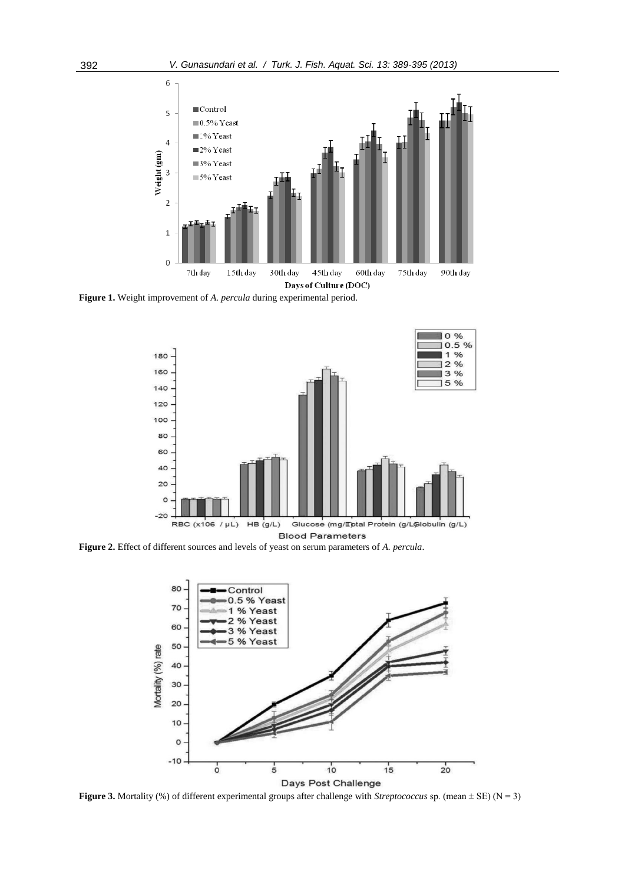**Figure 1.** Weight improvement of *A. percula* during experimental period.

**Figure 2.** Effect of different sources and levels of yeast on serum parameters of *A. percula*.

**Figure 3.** Mortality (%) of different experimental groups after challenge with *Streptococcus* sp. (mean ± SE) (N = 3)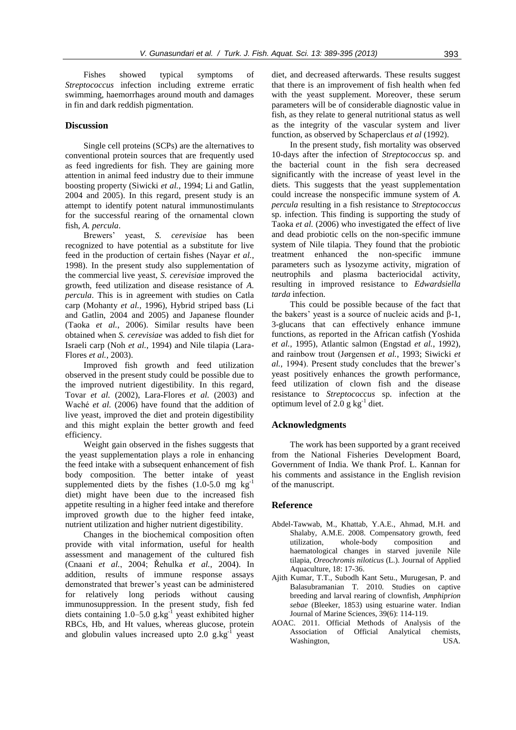Fishes showed typical symptoms of *Streptococcus* infection including extreme erratic swimming, haemorrhages around mouth and damages in fin and dark reddish pigmentation.

## Discussion

Single cell proteins (SCPs) are the alternatives to conventional protein sources that are frequently used as feed ingredients for fish. They are gaining more attention in animal feed industry due to their immune boosting property (Siwicki *et al.*, 1994; Li and Gatlin, 2004 and 2005). In this regard, present study is an attempt to identify potent natural immunostimulants for the successful rearing of the ornamental clown fish, *A. percula*.

Brewers' yeast, *S. cerevisiae* has been recognized to have potential as a substitute for live feed in the production of certain fishes (Nayar *et al.*, 1998). In the present study also supplementation of the commercial live yeast, *S. cerevisiae* improved the growth, feed utilization and disease resistance of *A. percula*. This is in agreement with studies on Catla carp (Mohanty *et al.,* 1996), Hybrid striped bass (Li and Gatlin, 2004 and 2005) and Japanese flounder (Taoka *et al.*, 2006). Similar results have been obtained when *S. cerevisiae* was added to fish diet for Israeli carp (Noh *et al.*, 1994) and Nile tilapia (Lara-Flores *et al.*, 2003).

Improved fish growth and feed utilization observed in the present study could be possible due to the improved nutrient digestibility. In this regard, Tovar *et al.* (2002), Lara-Flores *et al.* (2003) and Waché *et al.* (2006) have found that the addition of live yeast, improved the diet and protein digestibility and this might explain the better growth and feed efficiency.

Weight gain observed in the fishes suggests that the yeast supplementation plays a role in enhancing the feed intake with a subsequent enhancement of fish body composition. The better intake of yeast supplemented diets by the fishes (1.0-5.0 mg $kg^{-1}$ diet) might have been due to the increased fish appetite resulting in a higher feed intake and therefore improved growth due to the higher feed intake, nutrient utilization and higher nutrient digestibility.

Changes in the biochemical composition often provide with vital information, useful for health assessment and management of the cultured fish (Cnaani *et al.*, 2004; Řehulka *et al.*, 2004). In addition, results of immune response assays demonstrated that brewer's yeast can be administered for relatively long periods without causing immunosuppression. In the present study, fish fed diets containing 1.0–5.0 $g.kg^{-1}$ yeast exhibited higher RBCs, Hb, and Ht values, whereas glucose, protein and globulin values increased upto 2.0 $g.kg^{-1}$ yeast diet, and decreased afterwards. These results suggest that there is an improvement of fish health when fed with the yeast supplement. Moreover, these serum parameters will be of considerable diagnostic value in fish, as they relate to general nutritional status as well as the integrity of the vascular system and liver function, as observed by Schaperclaus *et al* (1992).

In the present study, fish mortality was observed 10-days after the infection of *Streptococcus* sp. and the bacterial count in the fish sera decreased significantly with the increase of yeast level in the diets. This suggests that the yeast supplementation could increase the nonspecific immune system of *A. percula* resulting in a fish resistance to *Streptococcus* sp. infection. This finding is supporting the study of Taoka *et al.* (2006) who investigated the effect of live and dead probiotic cells on the non-specific immune system of Nile tilapia. They found that the probiotic treatment enhanced the non-specific immune parameters such as lysozyme activity, migration of neutrophils and plasma bacteriocidal activity, resulting in improved resistance to *Edwardsiella tarda* infection.

This could be possible because of the fact that the bakers' yeast is a source of nucleic acids and β-1, 3-glucans that can effectively enhance immune functions, as reported in the African catfish (Yoshida *et al.,* 1995), Atlantic salmon (Engstad *et al.*, 1992), and rainbow trout (Jørgensen *et al.*, 1993; Siwicki *et al.*, 1994). Present study concludes that the brewer's yeast positively enhances the growth performance, feed utilization of clown fish and the disease resistance to *Streptococcus* sp. infection at the optimum level of 2.0 g $kg^{-1}$ diet.

## Acknowledgments

The work has been supported by a grant received from the National Fisheries Development Board, Government of India. We thank Prof. L. Kannan for his comments and assistance in the English revision of the manuscript.

## Reference

- Abdel-Tawwab, M., Khattab, Y.A.E., Ahmad, M.H. and Shalaby, A.M.E. 2008. Compensatory growth, feed utilization, whole-body composition and haematological changes in starved juvenile Nile tilapia, *Oreochromis niloticus* (L.). Journal of Applied Aquaculture, 18: 17-36.
- Ajith Kumar, T.T., Subodh Kant Setu., Murugesan, P. and Balasubramanian T. 2010. Studies on captive breeding and larval rearing of clownfish, *Amphiprion sebae* (Bleeker, 1853) using estuarine water. Indian Journal of Marine Sciences, 39(6): 114-119.
- AOAC. 2011. Official Methods of Analysis of the Association of Official Analytical chemists, Washington, USA.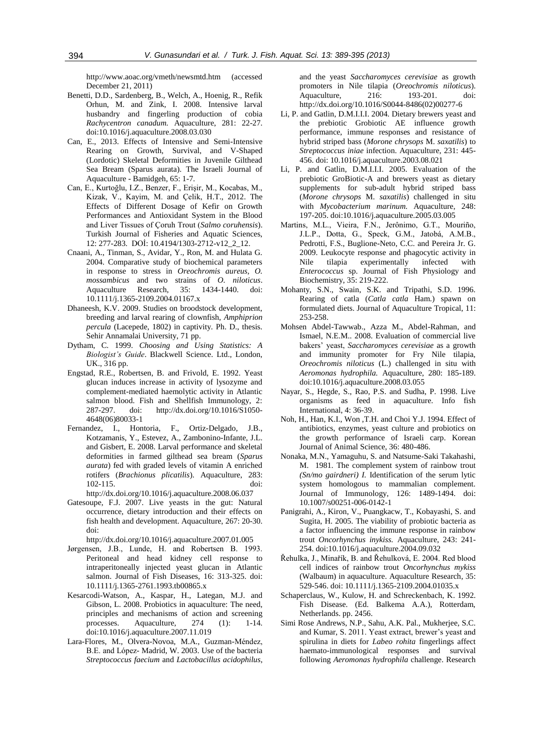http://www.aoac.org/vmeth/newsmtd.htm (accessed December 21, 2011)

Benetti, D.D., Sardenberg, B., Welch, A., Hoenig, R., Refik Orhun, M. and Zink, I. 2008. Intensive larval husbandry and fingerling production of cobia *Rachycentron canadum.* Aquaculture, 281: 22-27. doi:10.1016/j.aquaculture.2008.03.030

Can, E., 2013. Effects of Intensive and Semi-Intensive Rearing on Growth, Survival, and V-Shaped (Lordotic) Skeletal Deformities in Juvenile Gilthead Sea Bream (Sparus aurata). The Israeli Journal of Aquaculture - Bamidgeh, 65: 1-7.

Can, E., Kurtoğlu, I.Z., Benzer, F., Erişir, M., Kocabas, M., Kizak, V., Kayim, M. and Çelik, H.T., 2012. The Effects of Different Dosage of Kefir on Growth Performances and Antioxidant System in the Blood and Liver Tissues of Çoruh Trout (*Salmo coruhensis*). Turkish Journal of Fisheries and Aquatic Sciences, 12: 277-283. DOİ: 10.4194/1303-2712-v12_2_12.

Cnaani, A., Tinman, S., Avidar, Y., Ron, M. and Hulata G. 2004. Comparative study of biochemical parameters in response to stress in *Oreochromis aureus, O. mossambicus* and two strains of *O. niloticus*. Aquaculture Research, 35: 1434-1440. doi: 10.1111/j.1365-2109.2004.01167.x

Dhaneesh, K.V. 2009. Studies on broodstock development, breeding and larval rearing of clownfish, *Amphiprion percula* (Lacepede, 1802) in captivity. Ph. D., thesis. Sehir Annamalai University, 71 pp.

Dytham, C. 1999. *Choosing and Using Statistics: A Biologist's Guide*. Blackwell Science. Ltd., London, UK., 316 pp.

Engstad, R.E., Robertsen, B. and Frivold, E. 1992. Yeast glucan induces increase in activity of lysozyme and complement-mediated haemolytic activity in Atlantic salmon blood. Fish and Shellfish Immunology, 2: 287-297. doi: http://dx.doi.org/10.1016/S1050-4648(06)80033-1

Fernandez, I., Hontoria, F., Ortiz-Delgado, J.B., Kotzamanis, Y., Estevez, A., Zambonino-Infante, J.L. and Gisbert, E. 2008. Larval performance and skeletal deformities in farmed gilthead sea bream (*Sparus aurata*) fed with graded levels of vitamin A enriched rotifers (*Brachionus plicatilis*). Aquaculture, 283: 102-115. doi: http://dx.doi.org/10.1016/j.aquaculture.2008.06.037

Gatesoupe, F.J. 2007. Live yeasts in the gut: Natural occurrence, dietary introduction and their effects on fish health and development. Aquaculture, 267: 20-30. doi: http://dx.doi.org/10.1016/j.aquaculture.2007.01.005

Jørgensen, J.B., Lunde, H. and Robertsen B. 1993. Peritoneal and head kidney cell response to intraperitoneally injected yeast glucan in Atlantic salmon. Journal of Fish Diseases, 16: 313-325. doi: 10.1111/j.1365-2761.1993.tb00865.x

Kesarcodi-Watson, A., Kaspar, H., Lategan, M.J. and Gibson, L. 2008. Probiotics in aquaculture: The need, principles and mechanisms of action and screening processes. Aquaculture, 274 (1): 1-14. doi:10.1016/j.aquaculture.2007.11.019

Lara-Flores, M., Olvera-Novoa, M.A., Guzman-Méndez, B.E. and López- Madrid, W. 2003. Use of the bacteria *Streptococcus faecium* and *Lactobacillus acidophilus*, and the yeast *Saccharomyces cerevisiae* as growth promoters in Nile tilapia (*Oreochromis niloticus*). Aquaculture, 216: 193-201. doi: http://dx.doi.org/10.1016/S0044-8486(02)00277-6

Li, P. and Gatlin, D.M.I.I.I. 2004. Dietary brewers yeast and the prebiotic Grobiotic AE influence growth performance, immune responses and resistance of hybrid striped bass (*Morone chrysops* M. *saxatilis*) to *Streptococcus iniae* infection. Aquaculture, 231: 445-456. doi: 10.1016/j.aquaculture.2003.08.021

Li, P. and Gatlin, D.M.I.I.I. 2005. Evaluation of the prebiotic GroBiotic-A and brewers yeast as dietary supplements for sub-adult hybrid striped bass (*Morone chrysops* M. *saxatilis*) challenged in situ with *Mycobacterium marinum.* Aquaculture, 248: 197-205. doi:10.1016/j.aquaculture.2005.03.005

Martins, M.L., Vieira, F.N., Jerônimo, G.T., Mouriño, J.L.P., Dotta, G., Speck, G.M., Jatobá, A.M.B., Pedrotti, F.S., Buglione-Neto, C.C. and Pereira Jr. G. 2009. Leukocyte response and phagocytic activity in Nile tilapia experimentally infected with *Enterococcus* sp. Journal of Fish Physiology and Biochemistry, 35: 219-222.

Mohanty, S.N., Swain, S.K. and Tripathi, S.D. 1996. Rearing of catla (*Catla catla* Ham.) spawn on formulated diets. Journal of Aquaculture Tropical, 11: 253-258.

Mohsen Abdel-Tawwab., Azza M., Abdel-Rahman, and Ismael, N.E.M.. 2008. Evaluation of commercial live bakers' yeast, *Saccharomyces cerevisiae* as a growth and immunity promoter for Fry Nile tilapia, *Oreochromis niloticus* (L.) challenged in situ with *Aeromonas hydrophila.* Aquaculture, 280: 185-189. doi:10.1016/j.aquaculture.2008.03.055

Nayar, S., Hegde, S., Rao, P.S. and Sudha, P. 1998. Live organisms as feed in aquaculture. Info fish International, 4: 36-39.

Noh, H., Han, K.I., Won ,T.H. and Choi Y.J. 1994. Effect of antibiotics, enzymes, yeast culture and probiotics on the growth performance of Israeli carp. Korean Journal of Animal Science, 36: 480-486.

Nonaka, M.N., Yamaguhu, S. and Natsume-Saki Takahashi, M. 1981. The complement system of rainbow trout *(Sn/mo gairdneri) I.* Identification of the serum lytic system homologous to mammalian complement. Journal of Immunology, 126: 1489-1494. doi: 10.1007/s00251-006-0142-1

Panigrahi, A., Kiron, V., Puangkacw, T., Kobayashi, S. and Sugita, H. 2005. The viability of probiotic bacteria as a factor influencing the immune response in rainbow trout *Oncorhynchus inykiss.* Aquaculture, 243: 241-254. doi:10.1016/j.aquaculture.2004.09.032

Řehulka, J., Minařík, B. and Řehulková, E. 2004. Red blood cell indices of rainbow trout *Oncorhynchus mykiss* (Walbaum) in aquaculture. Aquaculture Research, 35: 529-546. doi: 10.1111/j.1365-2109.2004.01035.x

Schaperclaus, W., Kulow, H. and Schreckenbach, K. 1992. Fish Disease. (Ed. Balkema A.A.), Rotterdam, Netherlands. pp. 2456.

Simi Rose Andrews, N.P., Sahu, A.K. Pal., Mukherjee, S.C. and Kumar, S. 2011. Yeast extract, brewer's yeast and spirulina in diets for *Labeo rohita* fingerlings affect haemato-immunological responses and survival following *Aeromonas hydrophila* challenge. Research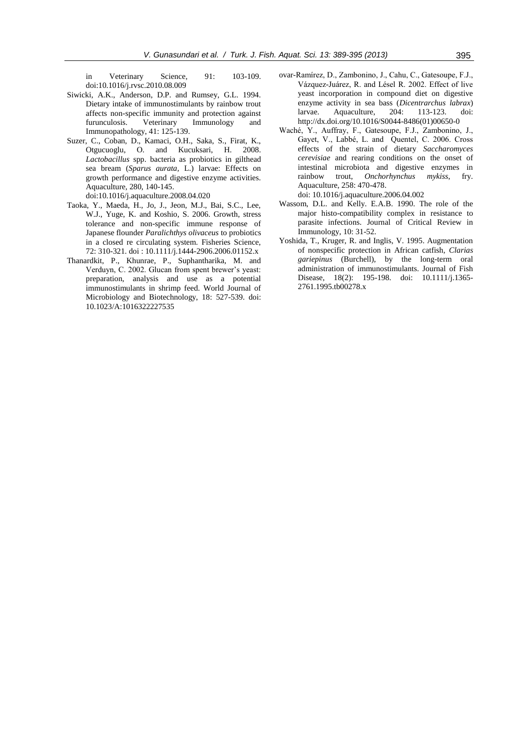in Veterinary Science, 91: 103-109. doi:10.1016/j.rvsc.2010.08.009

Siwicki, A.K., Anderson, D.P. and Rumsey, G.L. 1994. Dietary intake of immunostimulants by rainbow trout affects non-specific immunity and protection against furunculosis. Veterinary Immunology and Immunopathology, 41: 125-139.

Suzer, C., Coban, D., Kamaci, O.H., Saka, S., Firat, K., Otgucuoglu, O. and Kucuksari, H. 2008. *Lactobacillus* spp. bacteria as probiotics in gilthead sea bream (*Sparus aurata*, L.) larvae: Effects on growth performance and digestive enzyme activities. Aquaculture, 280, 140-145. doi:10.1016/j.aquaculture.2008.04.020

Taoka, Y., Maeda, H., Jo, J., Jeon, M.J., Bai, S.C., Lee, W.J., Yuge, K. and Koshio, S. 2006. Growth, stress tolerance and non-specific immune response of Japanese flounder *Paralichthys olivaceus* to probiotics in a closed re circulating system. Fisheries Science, 72: 310-321. doi : 10.1111/j.1444-2906.2006.01152.x

Thanardkit, P., Khunrae, P., Suphantharika, M. and Verduyn, C. 2002. Glucan from spent brewer's yeast: preparation, analysis and use as a potential immunostimulants in shrimp feed. World Journal of Microbiology and Biotechnology, 18: 527-539. doi: 10.1023/A:1016322227535

ovar-Ramírez, D., Zambonino, J., Cahu, C., Gatesoupe, F.J., Vázquez-Juárez, R. and Lésel R. 2002. Effect of live yeast incorporation in compound diet on digestive enzyme activity in sea bass (*Dicentrarchus labrax*) larvae. Aquaculture, 204: 113-123. doi: http://dx.doi.org/10.1016/S0044-8486(01)00650-0

Waché, Y., Auffray, F., Gatesoupe, F.J., Zambonino, J., Gayet, V., Labbé, L. and Quentel, C. 2006. Cross effects of the strain of dietary *Saccharomyces cerevisiae* and rearing conditions on the onset of intestinal microbiota and digestive enzymes in rainbow trout, *Onchorhynchus mykiss*, fry. Aquaculture, 258: 470-478. doi: 10.1016/j.aquaculture.2006.04.002

Wassom, D.L. and Kelly. E.A.B. 1990. The role of the major histo-compatibility complex in resistance to parasite infections. Journal of Critical Review in Immunology, 10: 31-52.

Yoshida, T., Kruger, R. and Inglis, V. 1995. Augmentation of nonspecific protection in African catfish, *Clarias gariepinus* (Burchell), by the long-term oral administration of immunostimulants. Journal of Fish Disease, 18(2): 195-198. doi: 10.1111/j.1365-2761.1995.tb00278.x